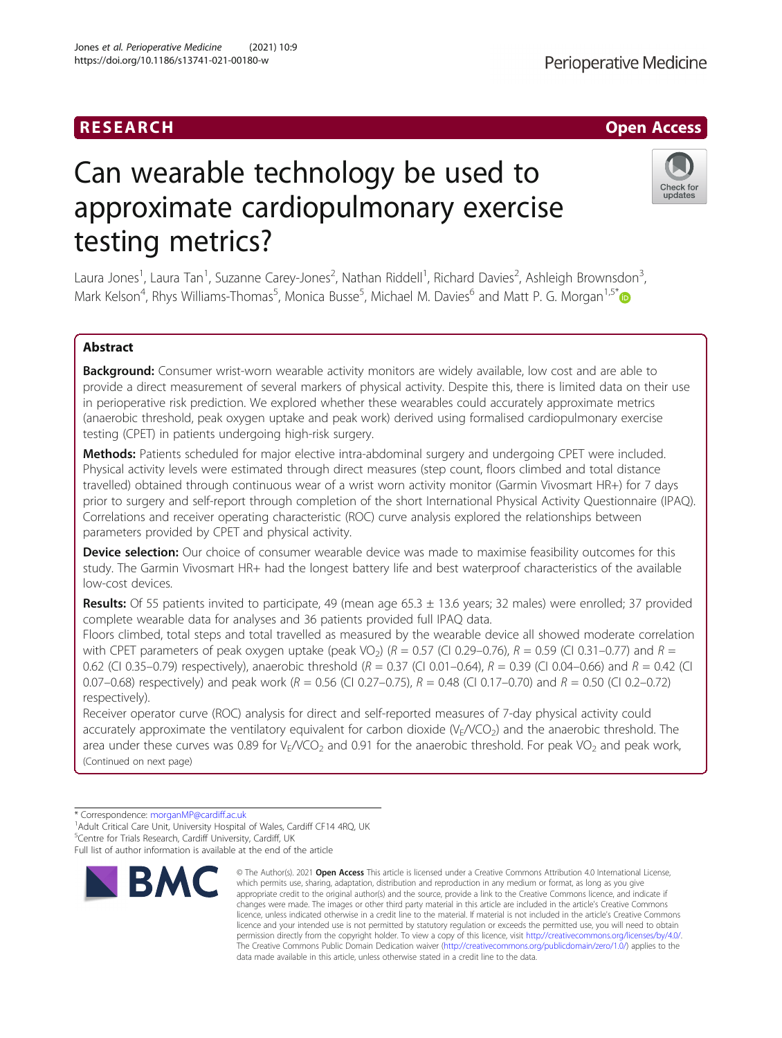RESEARCH

Open Access

# Can wearable technology be used to approximate cardiopulmonary exercise testing metrics?

Laura Jones[1], Laura Tan[1], Suzanne Carey-Jones[2], Nathan Riddell[1], Richard Davies[2], Ashleigh Brownsdon[3], Mark Kelson[4], Rhys Williams-Thomas[5], Monica Busse[5], Michael M. Davies[6] and Matt P. G. Morgan[1,5*]

## Abstract

**Background:** Consumer wrist-worn wearable activity monitors are widely available, low cost and are able to provide a direct measurement of several markers of physical activity. Despite this, there is limited data on their use in perioperative risk prediction. We explored whether these wearables could accurately approximate metrics (anaerobic threshold, peak oxygen uptake and peak work) derived using formalised cardiopulmonary exercise testing (CPET) in patients undergoing high-risk surgery.

**Methods:** Patients scheduled for major elective intra-abdominal surgery and undergoing CPET were included. Physical activity levels were estimated through direct measures (step count, floors climbed and total distance travelled) obtained through continuous wear of a wrist worn activity monitor (Garmin Vivosmart HR+) for 7 days prior to surgery and self-report through completion of the short International Physical Activity Questionnaire (IPAQ). Correlations and receiver operating characteristic (ROC) curve analysis explored the relationships between parameters provided by CPET and physical activity.

**Device selection:** Our choice of consumer wearable device was made to maximise feasibility outcomes for this study. The Garmin Vivosmart HR+ had the longest battery life and best waterproof characteristics of the available low-cost devices.

**Results:** Of 55 patients invited to participate, 49 (mean age 65.3 ± 13.6 years; 32 males) were enrolled; 37 provided complete wearable data for analyses and 36 patients provided full IPAQ data.

Floors climbed, total steps and total travelled as measured by the wearable device all showed moderate correlation with CPET parameters of peak oxygen uptake (peak $VO_2$) ($R$ = 0.57 (CI 0.29–0.76), $R$ = 0.59 (CI 0.31–0.77) and $R$ = 0.62 (CI 0.35–0.79) respectively), anaerobic threshold ($R$ = 0.37 (CI 0.01–0.64), $R$ = 0.39 (CI 0.04–0.66) and $R$ = 0.42 (CI 0.07–0.68) respectively) and peak work ($R$ = 0.56 (CI 0.27–0.75), $R$ = 0.48 (CI 0.17–0.70) and $R$ = 0.50 (CI 0.2–0.72) respectively).

Receiver operator curve (ROC) analysis for direct and self-reported measures of 7-day physical activity could accurately approximate the ventilatory equivalent for carbon dioxide ($V_E/VCO_2$) and the anaerobic threshold. The area under these curves was 0.89 for $V_E/VCO_2$ and 0.91 for the anaerobic threshold. For peak $VO_2$ and peak work, (Continued on next page)

\* Correspondence: morganMP@cardiff.ac.uk
[1]Adult Critical Care Unit, University Hospital of Wales, Cardiff CF14 4RQ, UK
[5]Centre for Trials Research, Cardiff University, Cardiff, UK
Full list of author information is available at the end of the article

© The Author(s). 2021 **Open Access** This article is licensed under a Creative Commons Attribution 4.0 International License, which permits use, sharing, adaptation, distribution and reproduction in any medium or format, as long as you give appropriate credit to the original author(s) and the source, provide a link to the Creative Commons licence, and indicate if changes were made. The images or other third party material in this article are included in the article's Creative Commons licence, unless indicated otherwise in a credit line to the material. If material is not included in the article's Creative Commons licence and your intended use is not permitted by statutory regulation or exceeds the permitted use, you will need to obtain permission directly from the copyright holder. To view a copy of this licence, visit http://creativecommons.org/licenses/by/4.0/. The Creative Commons Public Domain Dedication waiver (http://creativecommons.org/publicdomain/zero/1.0/) applies to the data made available in this article, unless otherwise stated in a credit line to the data.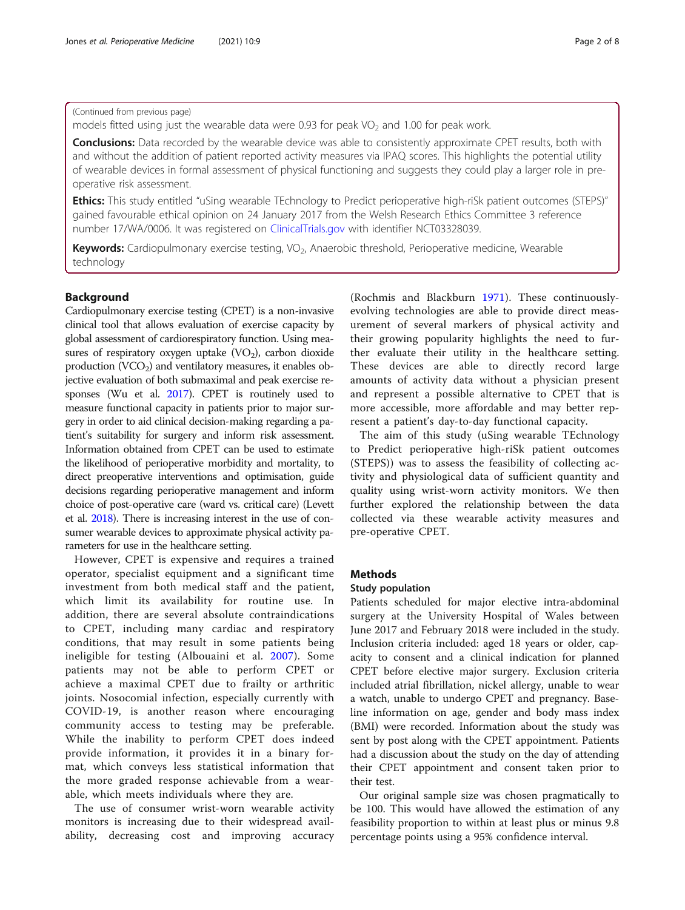(Continued from previous page)

models fitted using just the wearable data were 0.93 for peak $VO_2$ and 1.00 for peak work.

**Conclusions:** Data recorded by the wearable device was able to consistently approximate CPET results, both with and without the addition of patient reported activity measures via IPAQ scores. This highlights the potential utility of wearable devices in formal assessment of physical functioning and suggests they could play a larger role in pre-operative risk assessment.

**Ethics:** This study entitled "uSing wearable TEchnology to Predict perioperative high-riSk patient outcomes (STEPS)" gained favourable ethical opinion on 24 January 2017 from the Welsh Research Ethics Committee 3 reference number 17/WA/0006. It was registered on ClinicalTrials.gov with identifier NCT03328039.

**Keywords:** Cardiopulmonary exercise testing, $VO_2$, Anaerobic threshold, Perioperative medicine, Wearable technology

## Background

Cardiopulmonary exercise testing (CPET) is a non-invasive clinical tool that allows evaluation of exercise capacity by global assessment of cardiorespiratory function. Using measures of respiratory oxygen uptake ($VO_2$), carbon dioxide production ($VCO_2$) and ventilatory measures, it enables objective evaluation of both submaximal and peak exercise responses (Wu et al. 2017). CPET is routinely used to measure functional capacity in patients prior to major surgery in order to aid clinical decision-making regarding a patient's suitability for surgery and inform risk assessment. Information obtained from CPET can be used to estimate the likelihood of perioperative morbidity and mortality, to direct preoperative interventions and optimisation, guide decisions regarding perioperative management and inform choice of post-operative care (ward vs. critical care) (Levett et al. 2018). There is increasing interest in the use of consumer wearable devices to approximate physical activity parameters for use in the healthcare setting.

However, CPET is expensive and requires a trained operator, specialist equipment and a significant time investment from both medical staff and the patient, which limit its availability for routine use. In addition, there are several absolute contraindications to CPET, including many cardiac and respiratory conditions, that may result in some patients being ineligible for testing (Albouaini et al. 2007). Some patients may not be able to perform CPET or achieve a maximal CPET due to frailty or arthritic joints. Nosocomial infection, especially currently with COVID-19, is another reason where encouraging community access to testing may be preferable. While the inability to perform CPET does indeed provide information, it provides it in a binary format, which conveys less statistical information that the more graded response achievable from a wearable, which meets individuals where they are.

The use of consumer wrist-worn wearable activity monitors is increasing due to their widespread availability, decreasing cost and improving accuracy (Rochmis and Blackburn 1971). These continuously-evolving technologies are able to provide direct measurement of several markers of physical activity and their growing popularity highlights the need to further evaluate their utility in the healthcare setting. These devices are able to directly record large amounts of activity data without a physician present and represent a possible alternative to CPET that is more accessible, more affordable and may better represent a patient's day-to-day functional capacity.

The aim of this study (uSing wearable TEchnology to Predict perioperative high-riSk patient outcomes (STEPS)) was to assess the feasibility of collecting activity and physiological data of sufficient quantity and quality using wrist-worn activity monitors. We then further explored the relationship between the data collected via these wearable activity measures and pre-operative CPET.

## Methods

### Study population

Patients scheduled for major elective intra-abdominal surgery at the University Hospital of Wales between June 2017 and February 2018 were included in the study. Inclusion criteria included: aged 18 years or older, capacity to consent and a clinical indication for planned CPET before elective major surgery. Exclusion criteria included atrial fibrillation, nickel allergy, unable to wear a watch, unable to undergo CPET and pregnancy. Baseline information on age, gender and body mass index (BMI) were recorded. Information about the study was sent by post along with the CPET appointment. Patients had a discussion about the study on the day of attending their CPET appointment and consent taken prior to their test.

Our original sample size was chosen pragmatically to be 100. This would have allowed the estimation of any feasibility proportion to within at least plus or minus 9.8 percentage points using a 95% confidence interval.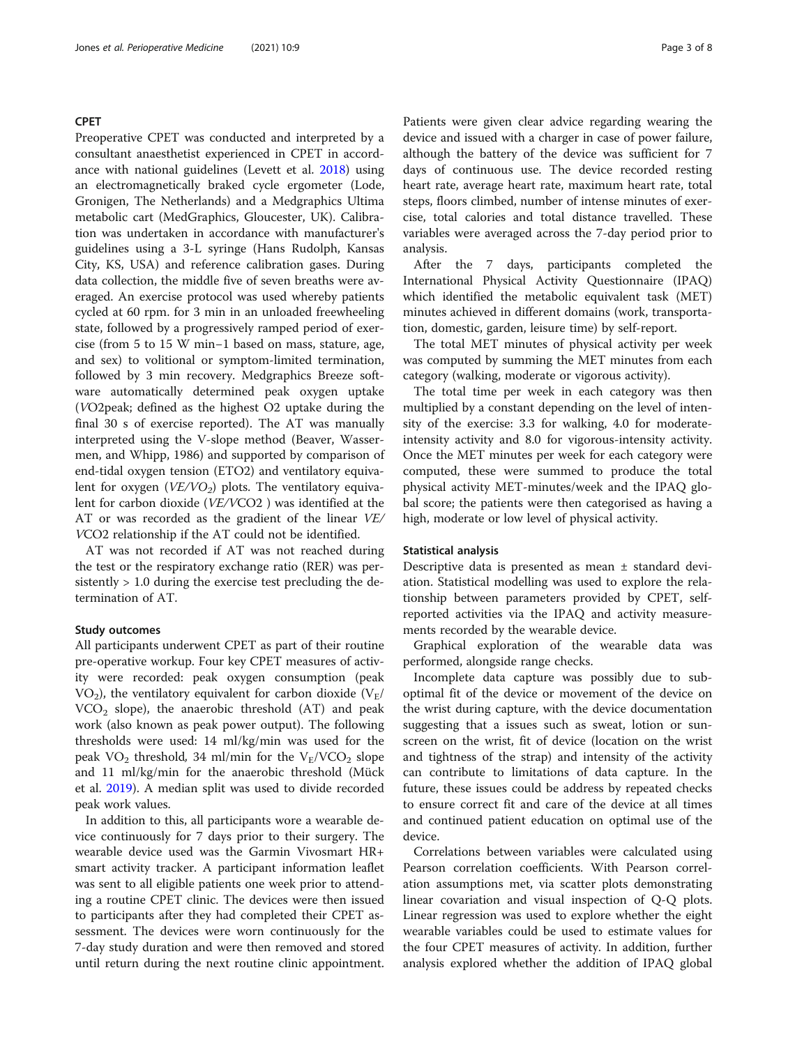### CPET

Preoperative CPET was conducted and interpreted by a consultant anaesthetist experienced in CPET in accordance with national guidelines (Levett et al. 2018) using an electromagnetically braked cycle ergometer (Lode, Gronigen, The Netherlands) and a Medgraphics Ultima metabolic cart (MedGraphics, Gloucester, UK). Calibration was undertaken in accordance with manufacturer's guidelines using a 3-L syringe (Hans Rudolph, Kansas City, KS, USA) and reference calibration gases. During data collection, the middle five of seven breaths were averaged. An exercise protocol was used whereby patients cycled at 60 rpm. for 3 min in an unloaded freewheeling state, followed by a progressively ramped period of exercise (from 5 to 15 W min−1 based on mass, stature, age, and sex) to volitional or symptom-limited termination, followed by 3 min recovery. Medgraphics Breeze software automatically determined peak oxygen uptake (*V*O2peak; defined as the highest O2 uptake during the final 30 s of exercise reported). The AT was manually interpreted using the V-slope method (Beaver, Wassermen, and Whipp, 1986) and supported by comparison of end-tidal oxygen tension (ETO2) and ventilatory equivalent for oxygen ($VE/VO_2$) plots. The ventilatory equivalent for carbon dioxide (*VE/V*CO2 ) was identified at the AT or was recorded as the gradient of the linear *VE/V*CO2 relationship if the AT could not be identified.

AT was not recorded if AT was not reached during the test or the respiratory exchange ratio (RER) was persistently > 1.0 during the exercise test precluding the determination of AT.

### Study outcomes

All participants underwent CPET as part of their routine pre-operative workup. Four key CPET measures of activity were recorded: peak oxygen consumption (peak $VO_2$), the ventilatory equivalent for carbon dioxide ($V_E/VCO_2$ slope), the anaerobic threshold (AT) and peak work (also known as peak power output). The following thresholds were used: 14 ml/kg/min was used for the peak $VO_2$ threshold, 34 ml/min for the $V_E/VCO_2$ slope and 11 ml/kg/min for the anaerobic threshold (Mück et al. 2019). A median split was used to divide recorded peak work values.

In addition to this, all participants wore a wearable device continuously for 7 days prior to their surgery. The wearable device used was the Garmin Vivosmart HR+ smart activity tracker. A participant information leaflet was sent to all eligible patients one week prior to attending a routine CPET clinic. The devices were then issued to participants after they had completed their CPET assessment. The devices were worn continuously for the 7-day study duration and were then removed and stored until return during the next routine clinic appointment. Patients were given clear advice regarding wearing the device and issued with a charger in case of power failure, although the battery of the device was sufficient for 7 days of continuous use. The device recorded resting heart rate, average heart rate, maximum heart rate, total steps, floors climbed, number of intense minutes of exercise, total calories and total distance travelled. These variables were averaged across the 7-day period prior to analysis.

After the 7 days, participants completed the International Physical Activity Questionnaire (IPAQ) which identified the metabolic equivalent task (MET) minutes achieved in different domains (work, transportation, domestic, garden, leisure time) by self-report.

The total MET minutes of physical activity per week was computed by summing the MET minutes from each category (walking, moderate or vigorous activity).

The total time per week in each category was then multiplied by a constant depending on the level of intensity of the exercise: 3.3 for walking, 4.0 for moderate-intensity activity and 8.0 for vigorous-intensity activity. Once the MET minutes per week for each category were computed, these were summed to produce the total physical activity MET-minutes/week and the IPAQ global score; the patients were then categorised as having a high, moderate or low level of physical activity.

### Statistical analysis

Descriptive data is presented as mean ± standard deviation. Statistical modelling was used to explore the relationship between parameters provided by CPET, self-reported activities via the IPAQ and activity measurements recorded by the wearable device.

Graphical exploration of the wearable data was performed, alongside range checks.

Incomplete data capture was possibly due to sub-optimal fit of the device or movement of the device on the wrist during capture, with the device documentation suggesting that a issues such as sweat, lotion or sunscreen on the wrist, fit of device (location on the wrist and tightness of the strap) and intensity of the activity can contribute to limitations of data capture. In the future, these issues could be address by repeated checks to ensure correct fit and care of the device at all times and continued patient education on optimal use of the device.

Correlations between variables were calculated using Pearson correlation coefficients. With Pearson correlation assumptions met, via scatter plots demonstrating linear covariation and visual inspection of Q-Q plots. Linear regression was used to explore whether the eight wearable variables could be used to estimate values for the four CPET measures of activity. In addition, further analysis explored whether the addition of IPAQ global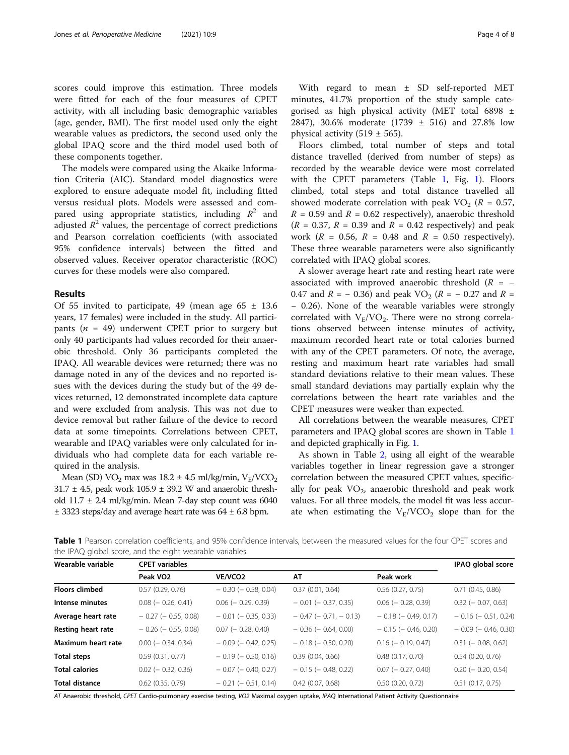scores could improve this estimation. Three models were fitted for each of the four measures of CPET activity, with all including basic demographic variables (age, gender, BMI). The first model used only the eight wearable values as predictors, the second used only the global IPAQ score and the third model used both of these components together.

The models were compared using the Akaike Information Criteria (AIC). Standard model diagnostics were explored to ensure adequate model fit, including fitted versus residual plots. Models were assessed and compared using appropriate statistics, including $R^2$ and adjusted $R^2$ values, the percentage of correct predictions and Pearson correlation coefficients (with associated 95% confidence intervals) between the fitted and observed values. Receiver operator characteristic (ROC) curves for these models were also compared.

## Results

Of 55 invited to participate, 49 (mean age 65 ± 13.6 years, 17 females) were included in the study. All participants ($n$ = 49) underwent CPET prior to surgery but only 40 participants had values recorded for their anaerobic threshold. Only 36 participants completed the IPAQ. All wearable devices were returned; there was no damage noted in any of the devices and no reported issues with the devices during the study but of the 49 devices returned, 12 demonstrated incomplete data capture and were excluded from analysis. This was not due to device removal but rather failure of the device to record data at some timepoints. Correlations between CPET, wearable and IPAQ variables were only calculated for individuals who had complete data for each variable required in the analysis.

Mean (SD) $VO_2$ max was 18.2 ± 4.5 ml/kg/min, $V_E/VCO_2$ 31.7 ± 4.5, peak work 105.9 ± 39.2 W and anaerobic threshold 11.7 ± 2.4 ml/kg/min. Mean 7-day step count was 6040 ± 3323 steps/day and average heart rate was 64 ± 6.8 bpm.

With regard to mean ± SD self-reported MET minutes, 41.7% proportion of the study sample categorised as high physical activity (MET total 6898 ± 2847), 30.6% moderate (1739 ± 516) and 27.8% low physical activity (519 ± 565).

Floors climbed, total number of steps and total distance travelled (derived from number of steps) as recorded by the wearable device were most correlated with the CPET parameters (Table 1, Fig. 1). Floors climbed, total steps and total distance travelled all showed moderate correlation with peak $VO_2$ ($R$ = 0.57, $R$ = 0.59 and $R$ = 0.62 respectively), anaerobic threshold ($R$ = 0.37, $R$ = 0.39 and $R$ = 0.42 respectively) and peak work ($R$ = 0.56, $R$ = 0.48 and $R$ = 0.50 respectively). These three wearable parameters were also significantly correlated with IPAQ global scores.

A slower average heart rate and resting heart rate were associated with improved anaerobic threshold ($R$ = − 0.47 and $R$ = − 0.36) and peak $VO_2$ ($R$ = − 0.27 and $R$ = − 0.26). None of the wearable variables were strongly correlated with $V_E/VO_2$. There were no strong correlations observed between intense minutes of activity, maximum recorded heart rate or total calories burned with any of the CPET parameters. Of note, the average, resting and maximum heart rate variables had small standard deviations relative to their mean values. These small standard deviations may partially explain why the correlations between the heart rate variables and the CPET measures were weaker than expected.

All correlations between the wearable measures, CPET parameters and IPAQ global scores are shown in Table 1 and depicted graphically in Fig. 1.

As shown in Table 2, using all eight of the wearable variables together in linear regression gave a stronger correlation between the measured CPET values, specifically for peak $VO_2$, anaerobic threshold and peak work values. For all three models, the model fit was less accurate when estimating the $V_E/VCO_2$ slope than for the

**Table 1** Pearson correlation coefficients, and 95% confidence intervals, between the measured values for the four CPET scores and the IPAQ global score, and the eight wearable variables

| Wearable variable | CPET variables | | | | IPAQ global score |
|---|---|---|---|---|---|
| | Peak VO2 | VE/VCO2 | AT | Peak work | |
| **Floors climbed** | 0.57 (0.29, 0.76) | − 0.30 (− 0.58, 0.04) | 0.37 (0.01, 0.64) | 0.56 (0.27, 0.75) | 0.71 (0.45, 0.86) |
| **Intense minutes** | 0.08 (− 0.26, 0.41) | 0.06 (− 0.29, 0.39) | − 0.01 (− 0.37, 0.35) | 0.06 (− 0.28, 0.39) | 0.32 (− 0.07, 0.63) |
| **Average heart rate** | − 0.27 (− 0.55, 0.08) | − 0.01 (− 0.35, 0.33) | − 0.47 (− 0.71, − 0.13) | − 0.18 (− 0.49, 0.17) | − 0.16 (− 0.51, 0.24) |
| **Resting heart rate** | − 0.26 (− 0.55, 0.08) | 0.07 (− 0.28, 0.40) | − 0.36 (− 0.64, 0.00) | − 0.15 (− 0.46, 0.20) | − 0.09 (− 0.46, 0.30) |
| **Maximum heart rate** | 0.00 (− 0.34, 0.34) | − 0.09 (− 0.42, 0.25) | − 0.18 (− 0.50, 0.20) | 0.16 (− 0.19, 0.47) | 0.31 (− 0.08, 0.62) |
| **Total steps** | 0.59 (0.31, 0.77) | − 0.19 (− 0.50, 0.16) | 0.39 (0.04, 0.66) | 0.48 (0.17, 0.70) | 0.54 (0.20, 0.76) |
| **Total calories** | 0.02 (− 0.32, 0.36) | − 0.07 (− 0.40, 0.27) | − 0.15 (− 0.48, 0.22) | 0.07 (− 0.27, 0.40) | 0.20 (− 0.20, 0.54) |
| **Total distance** | 0.62 (0.35, 0.79) | − 0.21 (− 0.51, 0.14) | 0.42 (0.07, 0.68) | 0.50 (0.20, 0.72) | 0.51 (0.17, 0.75) |

*AT* Anaerobic threshold, *CPET* Cardio-pulmonary exercise testing, *VO2* Maximal oxygen uptake, *IPAQ* International Patient Activity Questionnaire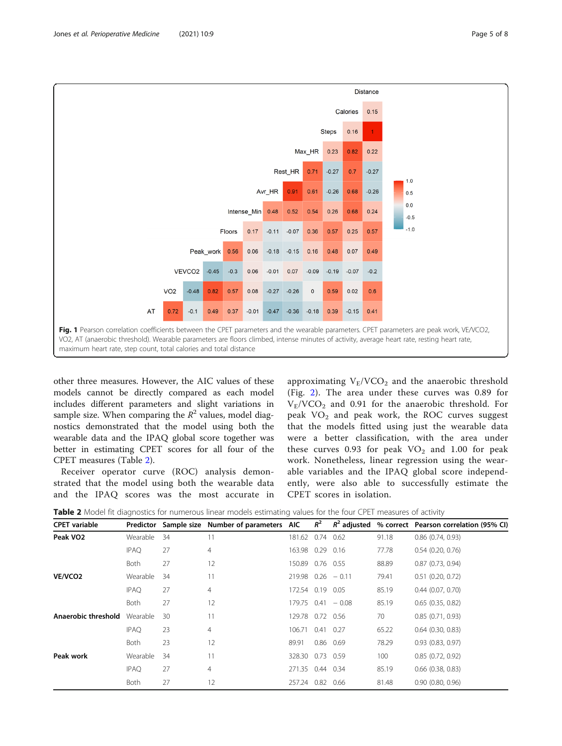**Fig. 1** Pearson correlation coefficients between the CPET parameters and the wearable parameters. CPET parameters are peak work, VE/VCO2, VO2, AT (anaerobic threshold). Wearable parameters are floors climbed, intense minutes of activity, average heart rate, resting heart rate, maximum heart rate, step count, total calories and total distance

other three measures. However, the AIC values of these models cannot be directly compared as each model includes different parameters and slight variations in sample size. When comparing the $R^2$ values, model diagnostics demonstrated that the model using both the wearable data and the IPAQ global score together was better in estimating CPET scores for all four of the CPET measures (Table 2).

Receiver operator curve (ROC) analysis demonstrated that the model using both the wearable data and the IPAQ scores was the most accurate in approximating $V_E/VCO_2$ and the anaerobic threshold (Fig. 2). The area under these curves was 0.89 for $V_E/VCO_2$ and 0.91 for the anaerobic threshold. For peak $VO_2$ and peak work, the ROC curves suggest that the models fitted using just the wearable data were a better classification, with the area under these curves 0.93 for peak $VO_2$ and 1.00 for peak work. Nonetheless, linear regression using the wearable variables and the IPAQ global score independently, were also able to successfully estimate the CPET scores in isolation.

**Table 2** Model fit diagnostics for numerous linear models estimating values for the four CPET measures of activity

| CPET variable | Predictor | Sample size | Number of parameters | AIC | $R^2$ | $R^2$ adjusted | % correct | Pearson correlation (95% CI) |
|---|---|---|---|---|---|---|---|---|
| **Peak VO2** | Wearable | 34 | 11 | 181.62 | 0.74 | 0.62 | 91.18 | 0.86 (0.74, 0.93) |
| | IPAQ | 27 | 4 | 163.98 | 0.29 | 0.16 | 77.78 | 0.54 (0.20, 0.76) |
| | Both | 27 | 12 | 150.89 | 0.76 | 0.55 | 88.89 | 0.87 (0.73, 0.94) |
| **VE/VCO2** | Wearable | 34 | 11 | 219.98 | 0.26 | − 0.11 | 79.41 | 0.51 (0.20, 0.72) |
| | IPAQ | 27 | 4 | 172.54 | 0.19 | 0.05 | 85.19 | 0.44 (0.07, 0.70) |
| | Both | 27 | 12 | 179.75 | 0.41 | − 0.08 | 85.19 | 0.65 (0.35, 0.82) |
| **Anaerobic threshold** | Wearable | 30 | 11 | 129.78 | 0.72 | 0.56 | 70 | 0.85 (0.71, 0.93) |
| | IPAQ | 23 | 4 | 106.71 | 0.41 | 0.27 | 65.22 | 0.64 (0.30, 0.83) |
| | Both | 23 | 12 | 89.91 | 0.86 | 0.69 | 78.29 | 0.93 (0.83, 0.97) |
| **Peak work** | Wearable | 34 | 11 | 328.30 | 0.73 | 0.59 | 100 | 0.85 (0.72, 0.92) |
| | IPAQ | 27 | 4 | 271.35 | 0.44 | 0.34 | 85.19 | 0.66 (0.38, 0.83) |
| | Both | 27 | 12 | 257.24 | 0.82 | 0.66 | 81.48 | 0.90 (0.80, 0.96) |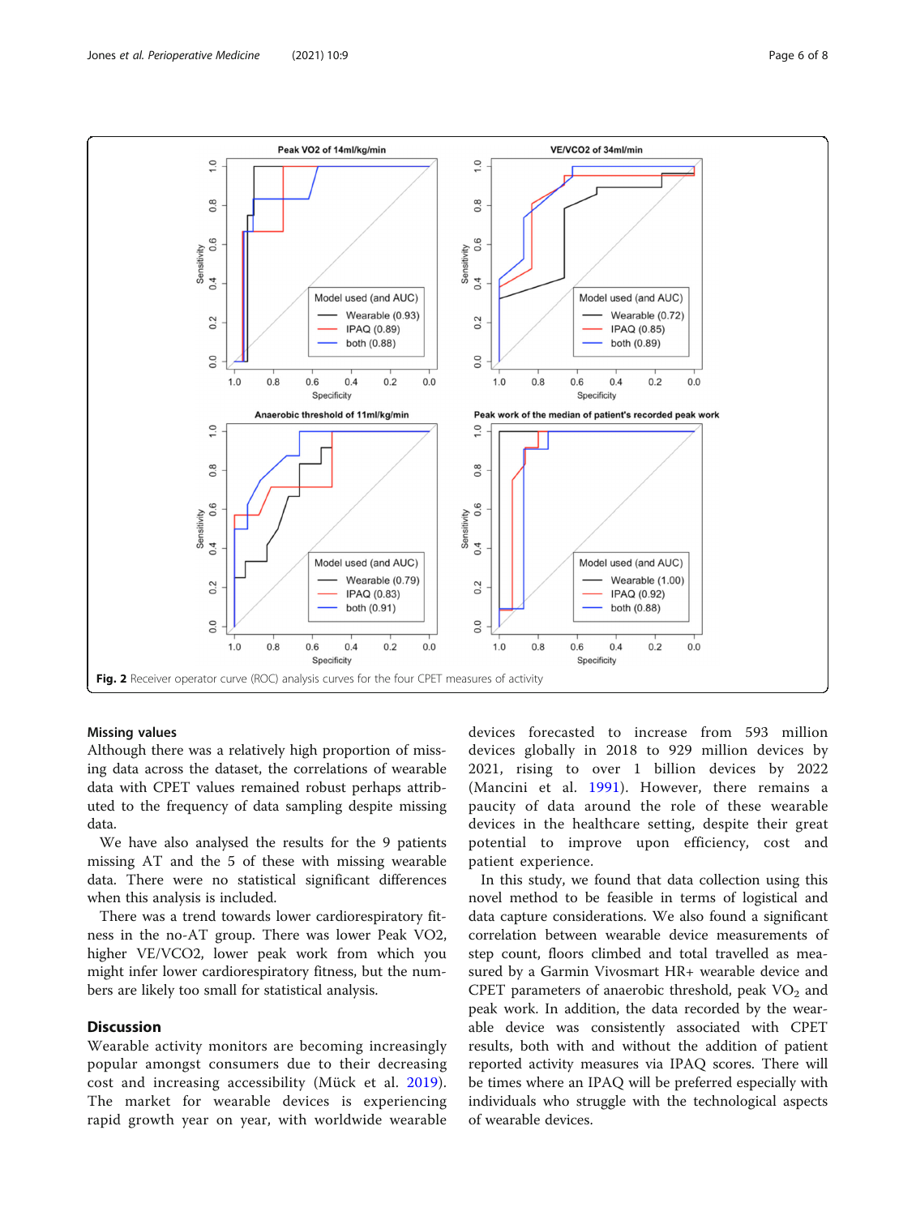Fig. 2 Receiver operator curve (ROC) analysis curves for the four CPET measures of activity

### Missing values

Although there was a relatively high proportion of missing data across the dataset, the correlations of wearable data with CPET values remained robust perhaps attributed to the frequency of data sampling despite missing data.

We have also analysed the results for the 9 patients missing AT and the 5 of these with missing wearable data. There were no statistical significant differences when this analysis is included.

There was a trend towards lower cardiorespiratory fitness in the no-AT group. There was lower Peak VO2, higher VE/VCO2, lower peak work from which you might infer lower cardiorespiratory fitness, but the numbers are likely too small for statistical analysis.

## Discussion

Wearable activity monitors are becoming increasingly popular amongst consumers due to their decreasing cost and increasing accessibility (Mück et al. 2019). The market for wearable devices is experiencing rapid growth year on year, with worldwide wearable devices forecasted to increase from 593 million devices globally in 2018 to 929 million devices by 2021, rising to over 1 billion devices by 2022 (Mancini et al. 1991). However, there remains a paucity of data around the role of these wearable devices in the healthcare setting, despite their great potential to improve upon efficiency, cost and patient experience.

In this study, we found that data collection using this novel method to be feasible in terms of logistical and data capture considerations. We also found a significant correlation between wearable device measurements of step count, floors climbed and total travelled as measured by a Garmin Vivosmart HR+ wearable device and CPET parameters of anaerobic threshold, peak $VO_2$ and peak work. In addition, the data recorded by the wearable device was consistently associated with CPET results, both with and without the addition of patient reported activity measures via IPAQ scores. There will be times where an IPAQ will be preferred especially with individuals who struggle with the technological aspects of wearable devices.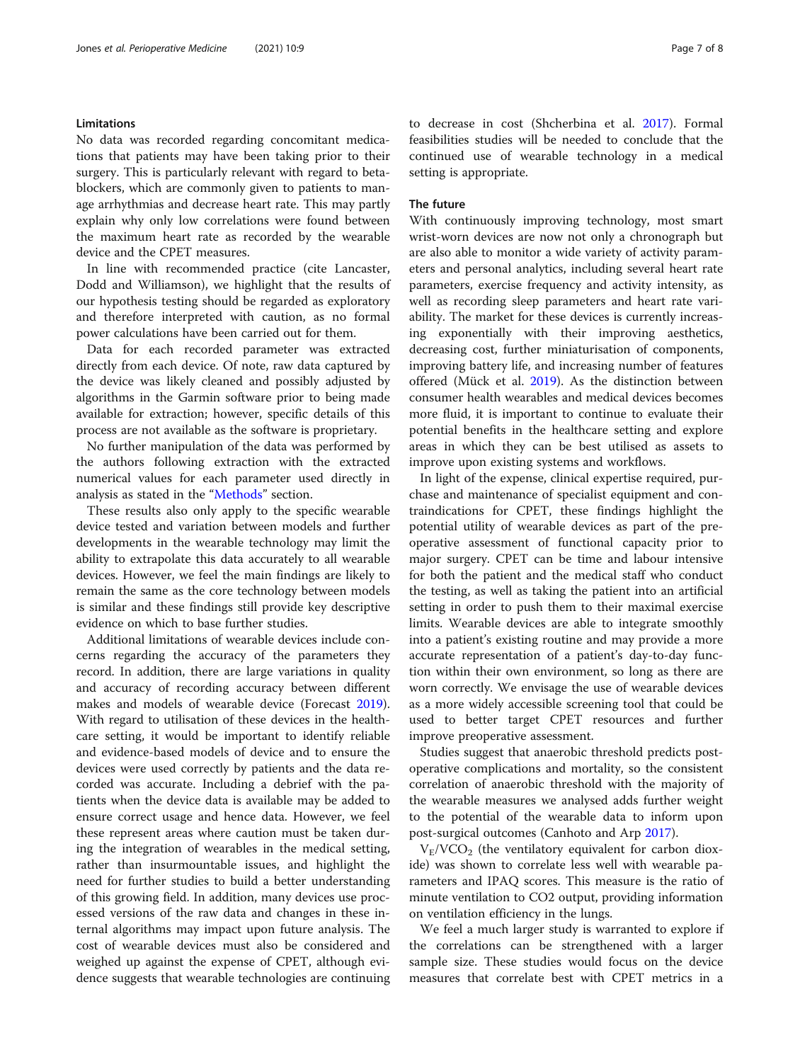### Limitations

No data was recorded regarding concomitant medications that patients may have been taking prior to their surgery. This is particularly relevant with regard to beta-blockers, which are commonly given to patients to manage arrhythmias and decrease heart rate. This may partly explain why only low correlations were found between the maximum heart rate as recorded by the wearable device and the CPET measures.

In line with recommended practice (cite Lancaster, Dodd and Williamson), we highlight that the results of our hypothesis testing should be regarded as exploratory and therefore interpreted with caution, as no formal power calculations have been carried out for them.

Data for each recorded parameter was extracted directly from each device. Of note, raw data captured by the device was likely cleaned and possibly adjusted by algorithms in the Garmin software prior to being made available for extraction; however, specific details of this process are not available as the software is proprietary.

No further manipulation of the data was performed by the authors following extraction with the extracted numerical values for each parameter used directly in analysis as stated in the "Methods" section.

These results also only apply to the specific wearable device tested and variation between models and further developments in the wearable technology may limit the ability to extrapolate this data accurately to all wearable devices. However, we feel the main findings are likely to remain the same as the core technology between models is similar and these findings still provide key descriptive evidence on which to base further studies.

Additional limitations of wearable devices include concerns regarding the accuracy of the parameters they record. In addition, there are large variations in quality and accuracy of recording accuracy between different makes and models of wearable device (Forecast 2019). With regard to utilisation of these devices in the healthcare setting, it would be important to identify reliable and evidence-based models of device and to ensure the devices were used correctly by patients and the data recorded was accurate. Including a debrief with the patients when the device data is available may be added to ensure correct usage and hence data. However, we feel these represent areas where caution must be taken during the integration of wearables in the medical setting, rather than insurmountable issues, and highlight the need for further studies to build a better understanding of this growing field. In addition, many devices use processed versions of the raw data and changes in these internal algorithms may impact upon future analysis. The cost of wearable devices must also be considered and weighed up against the expense of CPET, although evidence suggests that wearable technologies are continuing to decrease in cost (Shcherbina et al. 2017). Formal feasibilities studies will be needed to conclude that the continued use of wearable technology in a medical setting is appropriate.

### The future

With continuously improving technology, most smart wrist-worn devices are now not only a chronograph but are also able to monitor a wide variety of activity parameters and personal analytics, including several heart rate parameters, exercise frequency and activity intensity, as well as recording sleep parameters and heart rate variability. The market for these devices is currently increasing exponentially with their improving aesthetics, decreasing cost, further miniaturisation of components, improving battery life, and increasing number of features offered (Mück et al. 2019). As the distinction between consumer health wearables and medical devices becomes more fluid, it is important to continue to evaluate their potential benefits in the healthcare setting and explore areas in which they can be best utilised as assets to improve upon existing systems and workflows.

In light of the expense, clinical expertise required, purchase and maintenance of specialist equipment and contraindications for CPET, these findings highlight the potential utility of wearable devices as part of the pre-operative assessment of functional capacity prior to major surgery. CPET can be time and labour intensive for both the patient and the medical staff who conduct the testing, as well as taking the patient into an artificial setting in order to push them to their maximal exercise limits. Wearable devices are able to integrate smoothly into a patient's existing routine and may provide a more accurate representation of a patient's day-to-day function within their own environment, so long as there are worn correctly. We envisage the use of wearable devices as a more widely accessible screening tool that could be used to better target CPET resources and further improve preoperative assessment.

Studies suggest that anaerobic threshold predicts post-operative complications and mortality, so the consistent correlation of anaerobic threshold with the majority of the wearable measures we analysed adds further weight to the potential of the wearable data to inform upon post-surgical outcomes (Canhoto and Arp 2017).

$V_E/VCO_2$ (the ventilatory equivalent for carbon dioxide) was shown to correlate less well with wearable parameters and IPAQ scores. This measure is the ratio of minute ventilation to CO2 output, providing information on ventilation efficiency in the lungs.

We feel a much larger study is warranted to explore if the correlations can be strengthened with a larger sample size. These studies would focus on the device measures that correlate best with CPET metrics in a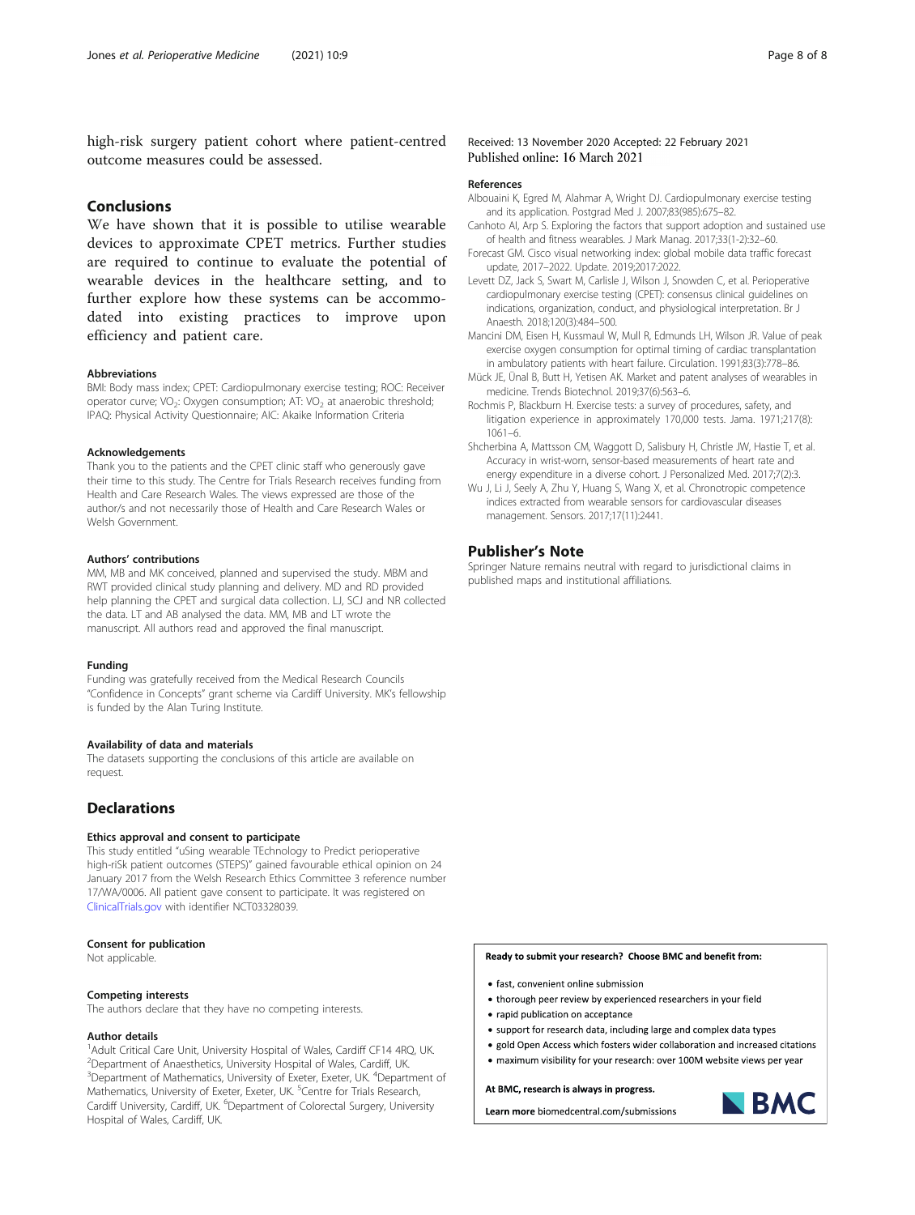high-risk surgery patient cohort where patient-centred outcome measures could be assessed.

## Conclusions

We have shown that it is possible to utilise wearable devices to approximate CPET metrics. Further studies are required to continue to evaluate the potential of wearable devices in the healthcare setting, and to further explore how these systems can be accommodated into existing practices to improve upon efficiency and patient care.

### Abbreviations

BMI: Body mass index; CPET: Cardiopulmonary exercise testing; ROC: Receiver operator curve; $VO_2$: Oxygen consumption; AT: $VO_2$ at anaerobic threshold; IPAQ: Physical Activity Questionnaire; AIC: Akaike Information Criteria

### Acknowledgements

Thank you to the patients and the CPET clinic staff who generously gave their time to this study. The Centre for Trials Research receives funding from Health and Care Research Wales. The views expressed are those of the author/s and not necessarily those of Health and Care Research Wales or Welsh Government.

### Authors' contributions

MM, MB and MK conceived, planned and supervised the study. MBM and RWT provided clinical study planning and delivery. MD and RD provided help planning the CPET and surgical data collection. LJ, SCJ and NR collected the data. LT and AB analysed the data. MM, MB and LT wrote the manuscript. All authors read and approved the final manuscript.

### Funding

Funding was gratefully received from the Medical Research Councils "Confidence in Concepts" grant scheme via Cardiff University. MK's fellowship is funded by the Alan Turing Institute.

### Availability of data and materials

The datasets supporting the conclusions of this article are available on request.

## Declarations

### Ethics approval and consent to participate

This study entitled "uSing wearable TEchnology to Predict perioperative high-riSk patient outcomes (STEPS)" gained favourable ethical opinion on 24 January 2017 from the Welsh Research Ethics Committee 3 reference number 17/WA/0006. All patient gave consent to participate. It was registered on ClinicalTrials.gov with identifier NCT03328039.

### Consent for publication

Not applicable.

### Competing interests

The authors declare that they have no competing interests.

### Author details

[1]Adult Critical Care Unit, University Hospital of Wales, Cardiff CF14 4RQ, UK. [2]Department of Anaesthetics, University Hospital of Wales, Cardiff, UK. [3]Department of Mathematics, University of Exeter, Exeter, UK. [4]Department of Mathematics, University of Exeter, Exeter, UK. [5]Centre for Trials Research, Cardiff University, Cardiff, UK. [6]Department of Colorectal Surgery, University Hospital of Wales, Cardiff, UK.

Received: 13 November 2020 Accepted: 22 February 2021
Published online: 16 March 2021

### References

- Albouaini K, Egred M, Alahmar A, Wright DJ. Cardiopulmonary exercise testing and its application. Postgrad Med J. 2007;83(985):675–82.
- Canhoto AI, Arp S. Exploring the factors that support adoption and sustained use of health and fitness wearables. J Mark Manag. 2017;33(1-2):32–60.
- Forecast GM. Cisco visual networking index: global mobile data traffic forecast update, 2017–2022. Update. 2019;2017:2022.
- Levett DZ, Jack S, Swart M, Carlisle J, Wilson J, Snowden C, et al. Perioperative cardiopulmonary exercise testing (CPET): consensus clinical guidelines on indications, organization, conduct, and physiological interpretation. Br J Anaesth. 2018;120(3):484–500.
- Mancini DM, Eisen H, Kussmaul W, Mull R, Edmunds LH, Wilson JR. Value of peak exercise oxygen consumption for optimal timing of cardiac transplantation in ambulatory patients with heart failure. Circulation. 1991;83(3):778–86.
- Mück JE, Ünal B, Butt H, Yetisen AK. Market and patent analyses of wearables in medicine. Trends Biotechnol. 2019;37(6):563–6.
- Rochmis P, Blackburn H. Exercise tests: a survey of procedures, safety, and litigation experience in approximately 170,000 tests. Jama. 1971;217(8): 1061–6.
- Shcherbina A, Mattsson CM, Waggott D, Salisbury H, Christle JW, Hastie T, et al. Accuracy in wrist-worn, sensor-based measurements of heart rate and energy expenditure in a diverse cohort. J Personalized Med. 2017;7(2):3.
- Wu J, Li J, Seely A, Zhu Y, Huang S, Wang X, et al. Chronotropic competence indices extracted from wearable sensors for cardiovascular diseases management. Sensors. 2017;17(11):2441.

## Publisher's Note

Springer Nature remains neutral with regard to jurisdictional claims in published maps and institutional affiliations.

**Ready to submit your research? Choose BMC and benefit from:**

- fast, convenient online submission
- thorough peer review by experienced researchers in your field
- rapid publication on acceptance
- support for research data, including large and complex data types
- gold Open Access which fosters wider collaboration and increased citations
- maximum visibility for your research: over 100M website views per year

**At BMC, research is always in progress.**

**Learn more** biomedcentral.com/submissions

BMC